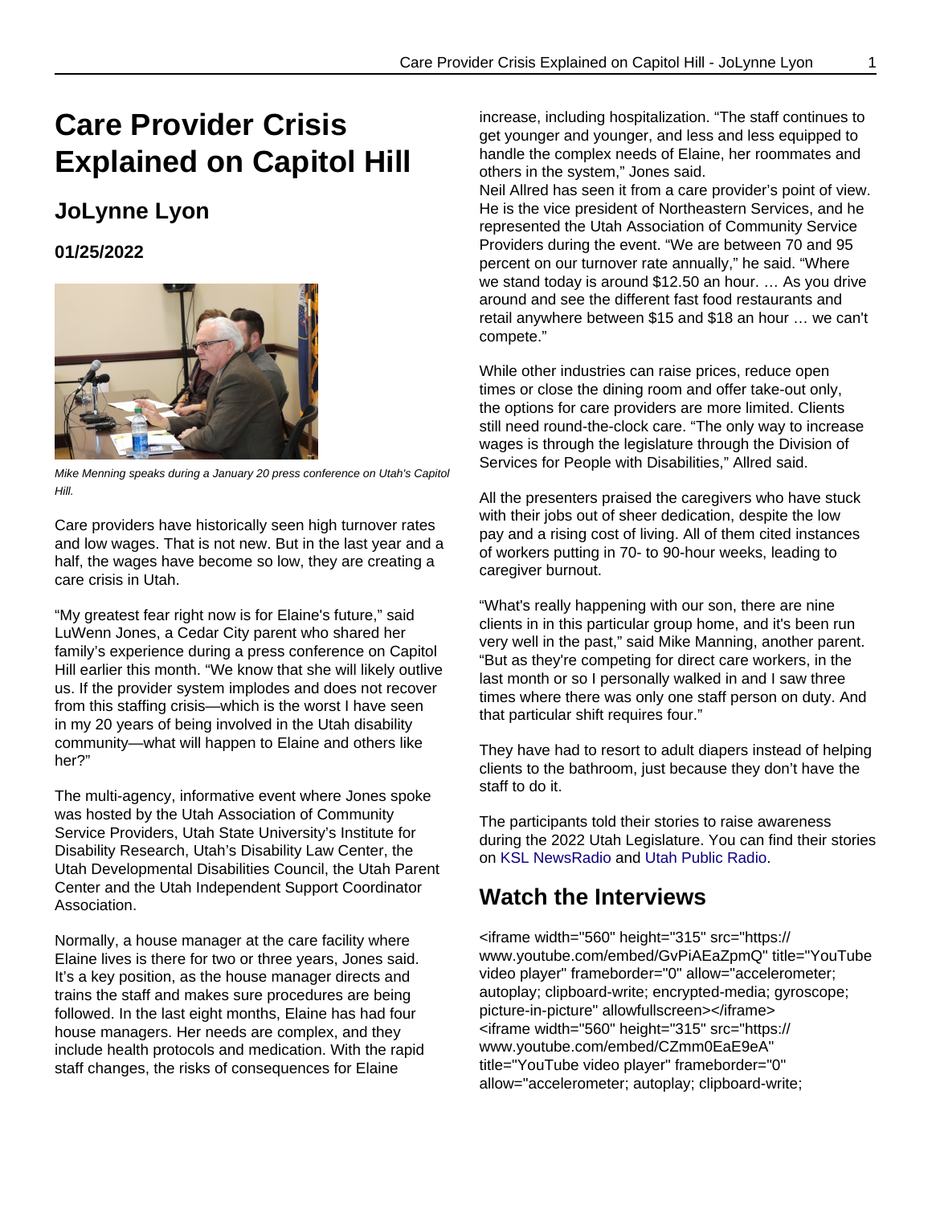# Care Provider Crisis Explained on Capitol Hill

## JoLynne Lyon

### 01/25/2022

*Mike Menning speaks during a January 20 press conference on Utah's Capitol Hill.*

Care providers have historically seen high turnover rates and low wages. That is not new. But in the last year and a half, the wages have become so low, they are creating a care crisis in Utah.

"My greatest fear right now is for Elaine's future," said LuWenn Jones, a Cedar City parent who shared her family's experience during a press conference on Capitol Hill earlier this month. "We know that she will likely outlive us. If the provider system implodes and does not recover from this staffing crisis—which is the worst I have seen in my 20 years of being involved in the Utah disability community—what will happen to Elaine and others like her?"

The multi-agency, informative event where Jones spoke was hosted by the Utah Association of Community Service Providers, Utah State University's Institute for Disability Research, Utah's Disability Law Center, the Utah Developmental Disabilities Council, the Utah Parent Center and the Utah Independent Support Coordinator Association.

Normally, a house manager at the care facility where Elaine lives is there for two or three years, Jones said. It's a key position, as the house manager directs and trains the staff and makes sure procedures are being followed. In the last eight months, Elaine has had four house managers. Her needs are complex, and they include health protocols and medication. With the rapid staff changes, the risks of consequences for Elaine increase, including hospitalization. "The staff continues to get younger and younger, and less and less equipped to handle the complex needs of Elaine, her roommates and others in the system," Jones said.
Neil Allred has seen it from a care provider's point of view. He is the vice president of Northeastern Services, and he represented the Utah Association of Community Service Providers during the event. "We are between 70 and 95 percent on our turnover rate annually," he said. "Where we stand today is around $12.50 an hour. … As you drive around and see the different fast food restaurants and retail anywhere between $15 and $18 an hour … we can't compete."

While other industries can raise prices, reduce open times or close the dining room and offer take-out only, the options for care providers are more limited. Clients still need round-the-clock care. "The only way to increase wages is through the legislature through the Division of Services for People with Disabilities," Allred said.

All the presenters praised the caregivers who have stuck with their jobs out of sheer dedication, despite the low pay and a rising cost of living. All of them cited instances of workers putting in 70- to 90-hour weeks, leading to caregiver burnout.

"What's really happening with our son, there are nine clients in in this particular group home, and it's been run very well in the past," said Mike Manning, another parent. "But as they're competing for direct care workers, in the last month or so I personally walked in and I saw three times where there was only one staff person on duty. And that particular shift requires four."

They have had to resort to adult diapers instead of helping clients to the bathroom, just because they don't have the staff to do it.

The participants told their stories to raise awareness during the 2022 Utah Legislature. You can find their stories on KSL NewsRadio and Utah Public Radio.

## Watch the Interviews

<iframe width="560" height="315" src="https://www.youtube.com/embed/GvPiAEaZpmQ" title="YouTube video player" frameborder="0" allow="accelerometer; autoplay; clipboard-write; encrypted-media; gyroscope; picture-in-picture" allowfullscreen></iframe>
<iframe width="560" height="315" src="https://www.youtube.com/embed/CZmm0EaE9eA" title="YouTube video player" frameborder="0" allow="accelerometer; autoplay; clipboard-write;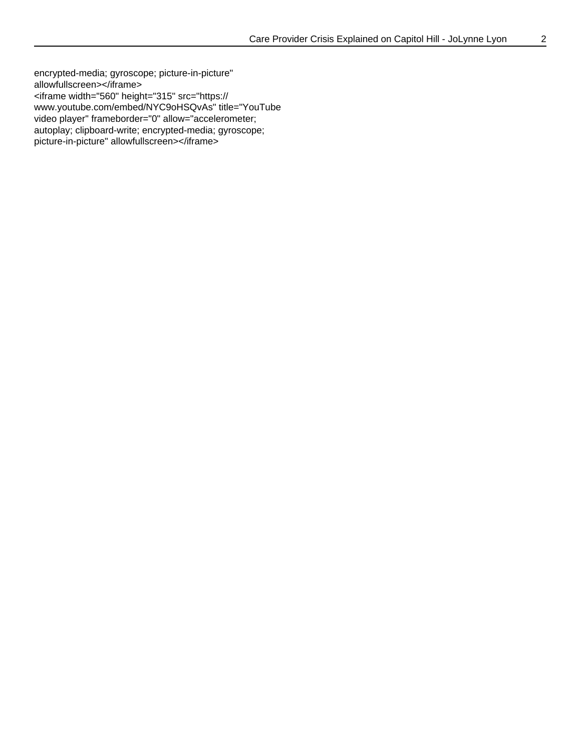encrypted-media; gyroscope; picture-in-picture"
allowfullscreen></iframe>
<iframe width="560" height="315" src="https://www.youtube.com/embed/NYC9oHSQvAs" title="YouTube video player" frameborder="0" allow="accelerometer; autoplay; clipboard-write; encrypted-media; gyroscope; picture-in-picture" allowfullscreen></iframe>